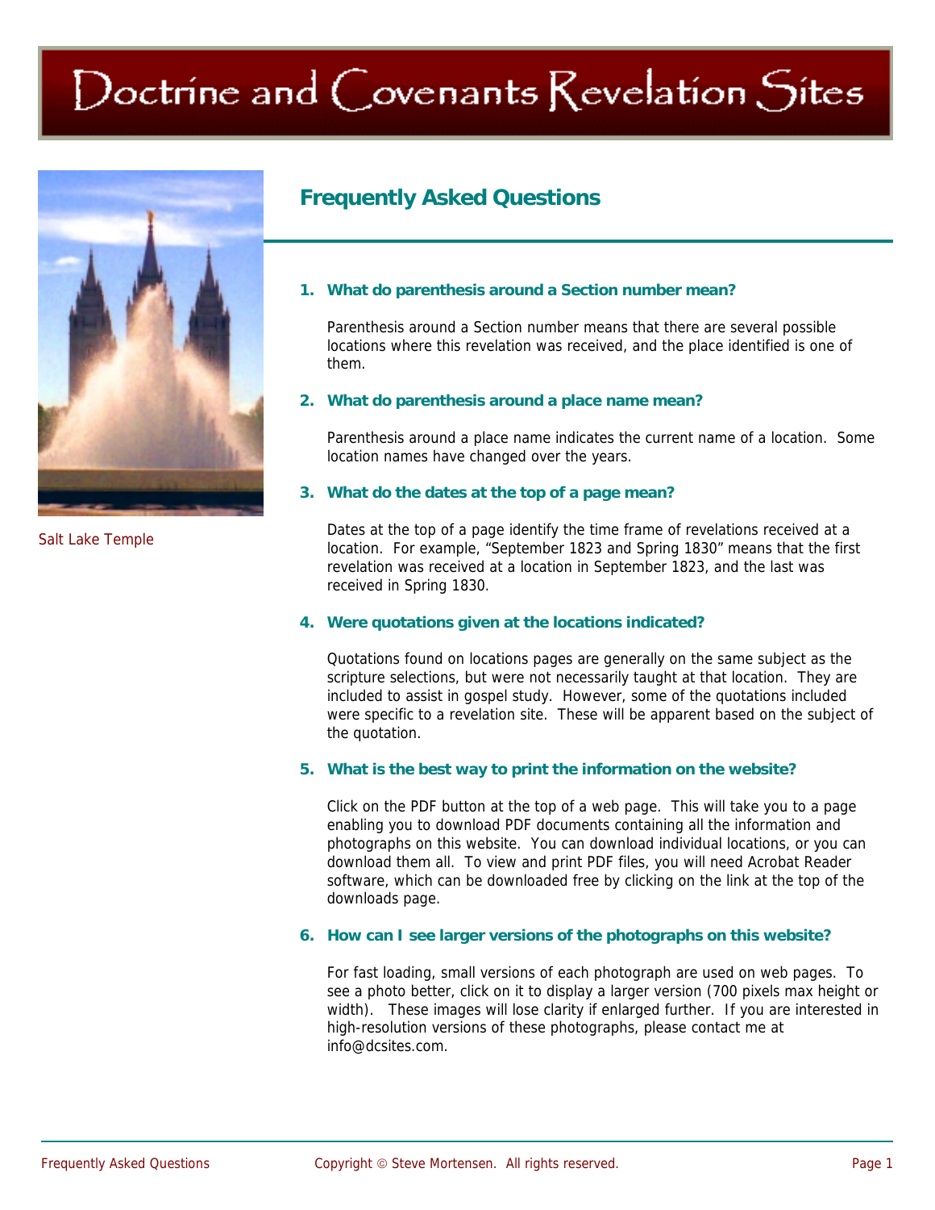# Doctrine and Covenants Revelation Sites

Salt Lake Temple

## Frequently Asked Questions

### 1. What do parenthesis around a Section number mean?

Parenthesis around a Section number means that there are several possible locations where this revelation was received, and the place identified is one of them.

### 2. What do parenthesis around a place name mean?

Parenthesis around a place name indicates the current name of a location. Some location names have changed over the years.

### 3. What do the dates at the top of a page mean?

Dates at the top of a page identify the time frame of revelations received at a location. For example, "September 1823 and Spring 1830" means that the first revelation was received at a location in September 1823, and the last was received in Spring 1830.

### 4. Were quotations given at the locations indicated?

Quotations found on locations pages are generally on the same subject as the scripture selections, but were not necessarily taught at that location. They are included to assist in gospel study. However, some of the quotations included were specific to a revelation site. These will be apparent based on the subject of the quotation.

### 5. What is the best way to print the information on the website?

Click on the PDF button at the top of a web page. This will take you to a page enabling you to download PDF documents containing all the information and photographs on this website. You can download individual locations, or you can download them all. To view and print PDF files, you will need Acrobat Reader software, which can be downloaded free by clicking on the link at the top of the downloads page.

### 6. How can I see larger versions of the photographs on this website?

For fast loading, small versions of each photograph are used on web pages. To see a photo better, click on it to display a larger version (700 pixels max height or width). These images will lose clarity if enlarged further. If you are interested in high-resolution versions of these photographs, please contact me at info@dcsites.com.

Copyright © Steve Mortensen. All rights reserved.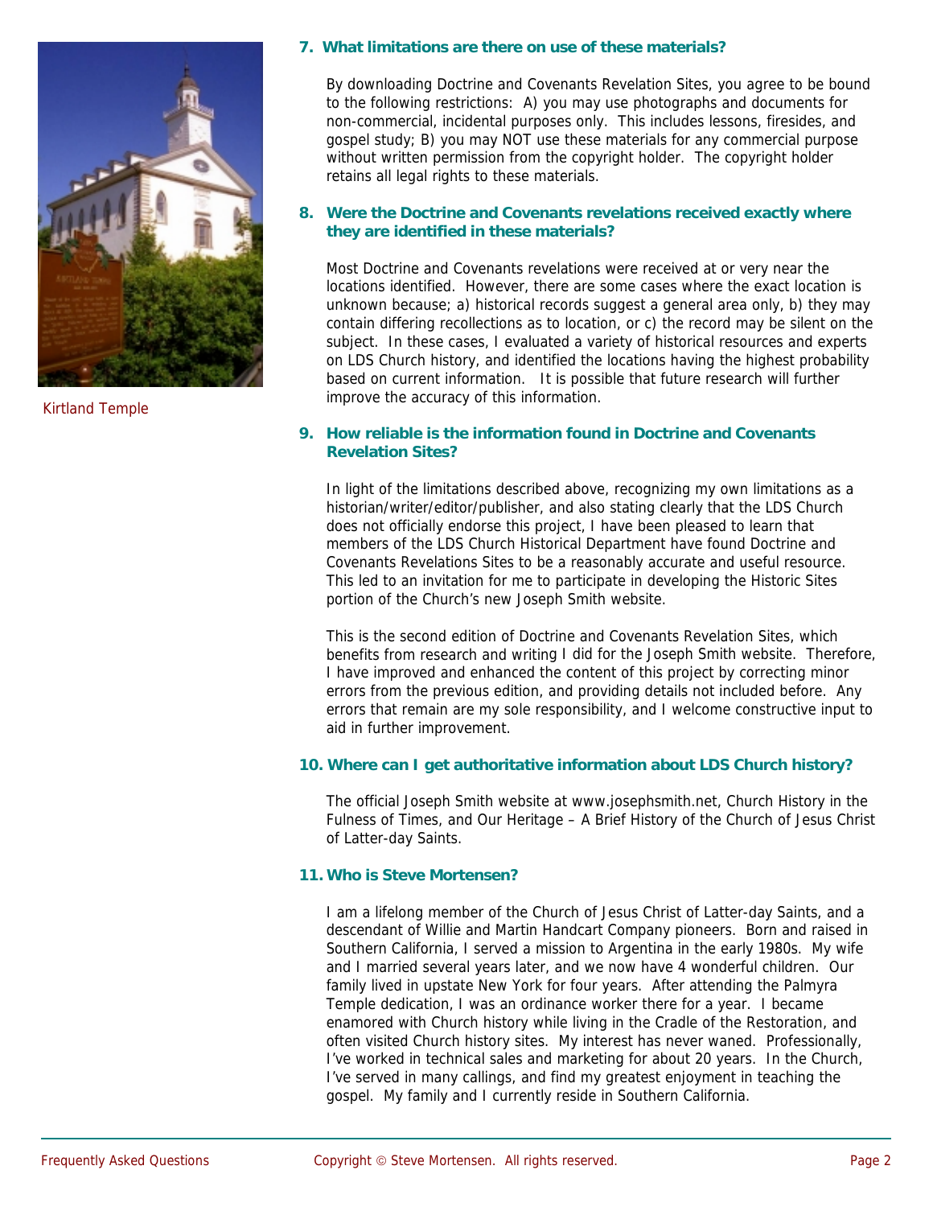Kirtland Temple

### 7. What limitations are there on use of these materials?

By downloading Doctrine and Covenants Revelation Sites, you agree to be bound to the following restrictions: A) you may use photographs and documents for non-commercial, incidental purposes only. This includes lessons, firesides, and gospel study; B) you may NOT use these materials for any commercial purpose without written permission from the copyright holder. The copyright holder retains all legal rights to these materials.

### 8. Were the Doctrine and Covenants revelations received exactly where they are identified in these materials?

Most Doctrine and Covenants revelations were received at or very near the locations identified. However, there are some cases where the exact location is unknown because; a) historical records suggest a general area only, b) they may contain differing recollections as to location, or c) the record may be silent on the subject. In these cases, I evaluated a variety of historical resources and experts on LDS Church history, and identified the locations having the highest probability based on current information. It is possible that future research will further improve the accuracy of this information.

### 9. How reliable is the information found in Doctrine and Covenants Revelation Sites?

In light of the limitations described above, recognizing my own limitations as a historian/writer/editor/publisher, and also stating clearly that the LDS Church does not officially endorse this project, I have been pleased to learn that members of the LDS Church Historical Department have found Doctrine and Covenants Revelations Sites to be a reasonably accurate and useful resource. This led to an invitation for me to participate in developing the Historic Sites portion of the Church's new Joseph Smith website.

This is the second edition of Doctrine and Covenants Revelation Sites, which benefits from research and writing I did for the Joseph Smith website. Therefore, I have improved and enhanced the content of this project by correcting minor errors from the previous edition, and providing details not included before. Any errors that remain are my sole responsibility, and I welcome constructive input to aid in further improvement.

### 10. Where can I get authoritative information about LDS Church history?

The official Joseph Smith website at www.josephsmith.net, Church History in the Fulness of Times, and Our Heritage – A Brief History of the Church of Jesus Christ of Latter-day Saints.

### 11. Who is Steve Mortensen?

I am a lifelong member of the Church of Jesus Christ of Latter-day Saints, and a descendant of Willie and Martin Handcart Company pioneers. Born and raised in Southern California, I served a mission to Argentina in the early 1980s. My wife and I married several years later, and we now have 4 wonderful children. Our family lived in upstate New York for four years. After attending the Palmyra Temple dedication, I was an ordinance worker there for a year. I became enamored with Church history while living in the Cradle of the Restoration, and often visited Church history sites. My interest has never waned. Professionally, I've worked in technical sales and marketing for about 20 years. In the Church, I've served in many callings, and find my greatest enjoyment in teaching the gospel. My family and I currently reside in Southern California.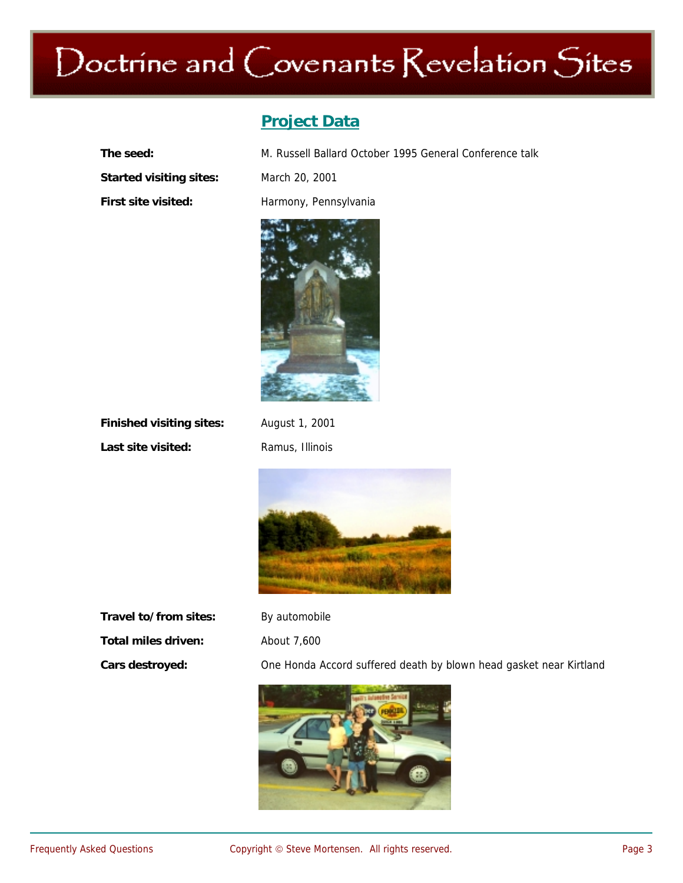# Doctrine and Covenants Revelation Sites

## Project Data

| | |
|---|---|
| **The seed:** | M. Russell Ballard October 1995 General Conference talk |
| **Started visiting sites:** | March 20, 2001 |
| **First site visited:** | Harmony, Pennsylvania |
| **Finished visiting sites:** | August 1, 2001 |
| **Last site visited:** | Ramus, Illinois |
| **Travel to/from sites:** | By automobile |
| **Total miles driven:** | About 7,600 |
| **Cars destroyed:** | One Honda Accord suffered death by blown head gasket near Kirtland |